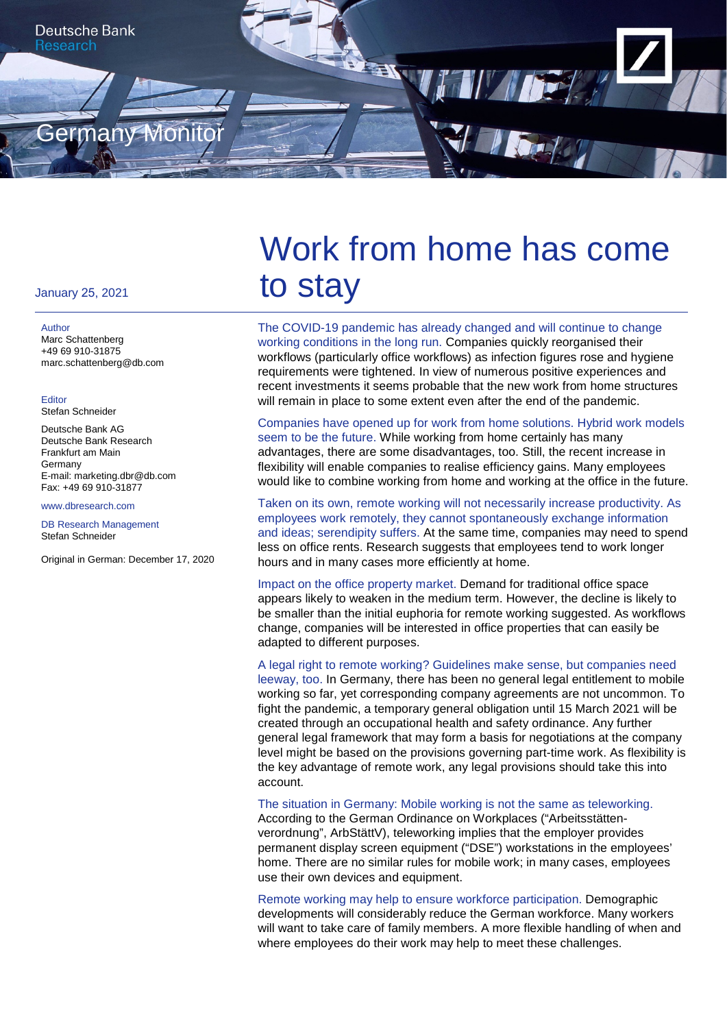Deutsche Bank
Research

Germany Monitor

January 25, 2021

Author
Marc Schattenberg
+49 69 910-31875
marc.schattenberg@db.com

Editor
Stefan Schneider

Deutsche Bank AG
Deutsche Bank Research
Frankfurt am Main
Germany
E-mail: marketing.dbr@db.com
Fax: +49 69 910-31877

www.dbresearch.com

DB Research Management
Stefan Schneider

Original in German: December 17, 2020

# Work from home has come to stay

**The COVID-19 pandemic has already changed and will continue to change working conditions in the long run.** Companies quickly reorganised their workflows (particularly office workflows) as infection figures rose and hygiene requirements were tightened. In view of numerous positive experiences and recent investments it seems probable that the new work from home structures will remain in place to some extent even after the end of the pandemic.

**Companies have opened up for work from home solutions. Hybrid work models seem to be the future.** While working from home certainly has many advantages, there are some disadvantages, too. Still, the recent increase in flexibility will enable companies to realise efficiency gains. Many employees would like to combine working from home and working at the office in the future.

**Taken on its own, remote working will not necessarily increase productivity. As employees work remotely, they cannot spontaneously exchange information and ideas; serendipity suffers.** At the same time, companies may need to spend less on office rents. Research suggests that employees tend to work longer hours and in many cases more efficiently at home.

**Impact on the office property market.** Demand for traditional office space appears likely to weaken in the medium term. However, the decline is likely to be smaller than the initial euphoria for remote working suggested. As workflows change, companies will be interested in office properties that can easily be adapted to different purposes.

**A legal right to remote working? Guidelines make sense, but companies need leeway, too.** In Germany, there has been no general legal entitlement to mobile working so far, yet corresponding company agreements are not uncommon. To fight the pandemic, a temporary general obligation until 15 March 2021 will be created through an occupational health and safety ordinance. Any further general legal framework that may form a basis for negotiations at the company level might be based on the provisions governing part-time work. As flexibility is the key advantage of remote work, any legal provisions should take this into account.

**The situation in Germany: Mobile working is not the same as teleworking.** According to the German Ordinance on Workplaces ("Arbeitsstätten-verordnung", ArbStättV), teleworking implies that the employer provides permanent display screen equipment ("DSE") workstations in the employees' home. There are no similar rules for mobile work; in many cases, employees use their own devices and equipment.

**Remote working may help to ensure workforce participation.** Demographic developments will considerably reduce the German workforce. Many workers will want to take care of family members. A more flexible handling of when and where employees do their work may help to meet these challenges.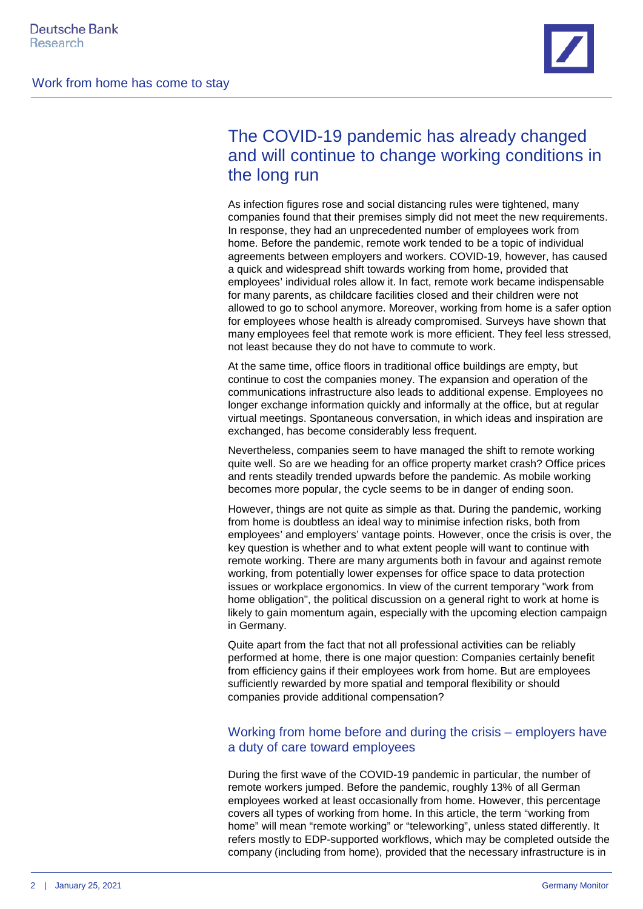## The COVID-19 pandemic has already changed and will continue to change working conditions in the long run

As infection figures rose and social distancing rules were tightened, many companies found that their premises simply did not meet the new requirements. In response, they had an unprecedented number of employees work from home. Before the pandemic, remote work tended to be a topic of individual agreements between employers and workers. COVID-19, however, has caused a quick and widespread shift towards working from home, provided that employees' individual roles allow it. In fact, remote work became indispensable for many parents, as childcare facilities closed and their children were not allowed to go to school anymore. Moreover, working from home is a safer option for employees whose health is already compromised. Surveys have shown that many employees feel that remote work is more efficient. They feel less stressed, not least because they do not have to commute to work.

At the same time, office floors in traditional office buildings are empty, but continue to cost the companies money. The expansion and operation of the communications infrastructure also leads to additional expense. Employees no longer exchange information quickly and informally at the office, but at regular virtual meetings. Spontaneous conversation, in which ideas and inspiration are exchanged, has become considerably less frequent.

Nevertheless, companies seem to have managed the shift to remote working quite well. So are we heading for an office property market crash? Office prices and rents steadily trended upwards before the pandemic. As mobile working becomes more popular, the cycle seems to be in danger of ending soon.

However, things are not quite as simple as that. During the pandemic, working from home is doubtless an ideal way to minimise infection risks, both from employees' and employers' vantage points. However, once the crisis is over, the key question is whether and to what extent people will want to continue with remote working. There are many arguments both in favour and against remote working, from potentially lower expenses for office space to data protection issues or workplace ergonomics. In view of the current temporary "work from home obligation", the political discussion on a general right to work at home is likely to gain momentum again, especially with the upcoming election campaign in Germany.

Quite apart from the fact that not all professional activities can be reliably performed at home, there is one major question: Companies certainly benefit from efficiency gains if their employees work from home. But are employees sufficiently rewarded by more spatial and temporal flexibility or should companies provide additional compensation?

### Working from home before and during the crisis – employers have a duty of care toward employees

During the first wave of the COVID-19 pandemic in particular, the number of remote workers jumped. Before the pandemic, roughly 13% of all German employees worked at least occasionally from home. However, this percentage covers all types of working from home. In this article, the term "working from home" will mean "remote working" or "teleworking", unless stated differently. It refers mostly to EDP-supported workflows, which may be completed outside the company (including from home), provided that the necessary infrastructure is in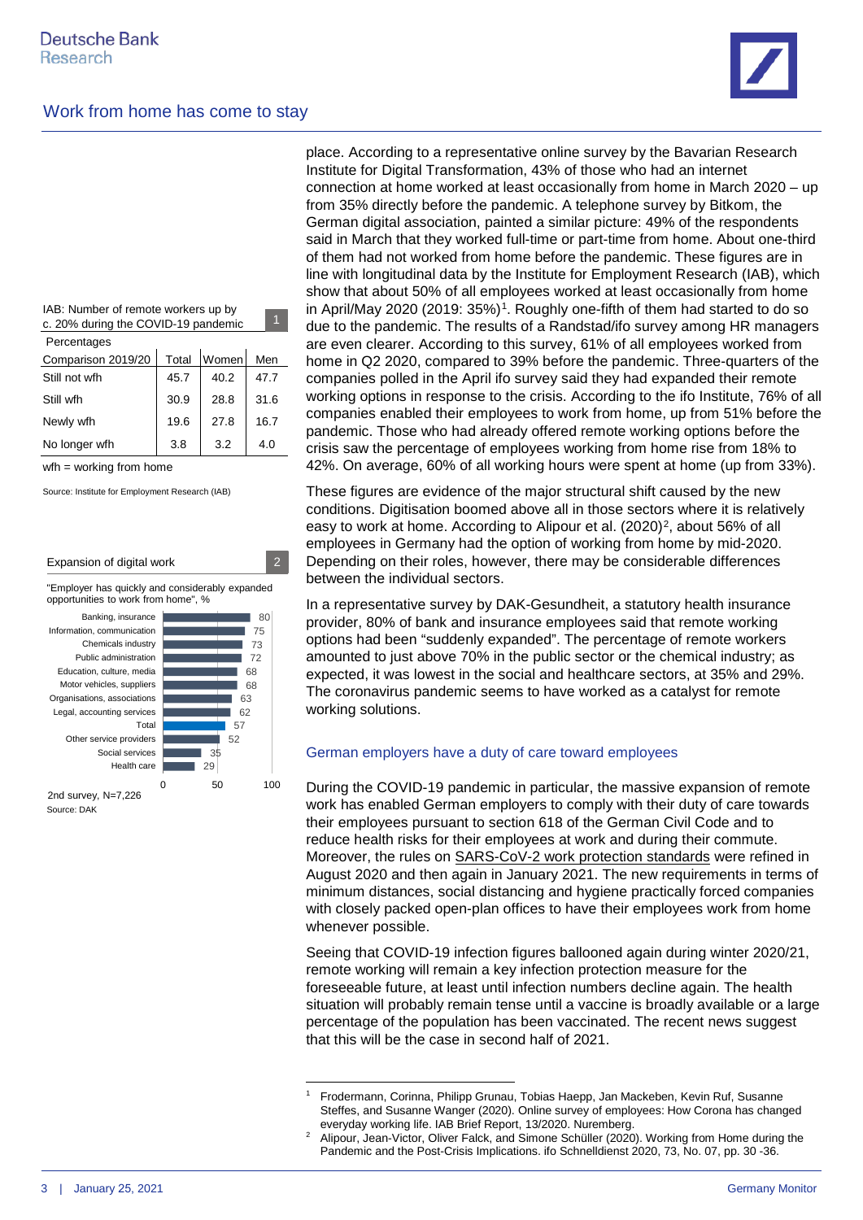place. According to a representative online survey by the Bavarian Research Institute for Digital Transformation, 43% of those who had an internet connection at home worked at least occasionally from home in March 2020 – up from 35% directly before the pandemic. A telephone survey by Bitkom, the German digital association, painted a similar picture: 49% of the respondents said in March that they worked full-time or part-time from home. About one-third of them had not worked from home before the pandemic. These figures are in line with longitudinal data by the Institute for Employment Research (IAB), which show that about 50% of all employees worked at least occasionally from home in April/May 2020 (2019: 35%)[1]. Roughly one-fifth of them had started to do so due to the pandemic. The results of a Randstad/ifo survey among HR managers are even clearer. According to this survey, 61% of all employees worked from home in Q2 2020, compared to 39% before the pandemic. Three-quarters of the companies polled in the April ifo survey said they had expanded their remote working options in response to the crisis. According to the ifo Institute, 76% of all companies enabled their employees to work from home, up from 51% before the pandemic. Those who had already offered remote working options before the crisis saw the percentage of employees working from home rise from 18% to 42%. On average, 60% of all working hours were spent at home (up from 33%).

**IAB: Number of remote workers up by c. 20% during the COVID-19 pandemic** (1)

Percentages

| Comparison 2019/20 | Total | Women | Men |
|---|---|---|---|
| Still not wfh | 45.7 | 40.2 | 47.7 |
| Still wfh | 30.9 | 28.8 | 31.6 |
| Newly wfh | 19.6 | 27.8 | 16.7 |
| No longer wfh | 3.8 | 3.2 | 4.0 |

wfh = working from home

Source: Institute for Employment Research (IAB)

These figures are evidence of the major structural shift caused by the new conditions. Digitisation boomed above all in those sectors where it is relatively easy to work at home. According to Alipour et al. (2020)[2], about 56% of all employees in Germany had the option of working from home by mid-2020. Depending on their roles, however, there may be considerable differences between the individual sectors.

**Expansion of digital work** (2)

"Employer has quickly and considerably expanded opportunities to work from home", %

| Sector | % |
|---|---|
| Banking, insurance | 80 |
| Information, communication | 75 |
| Chemicals industry | 73 |
| Public administration | 72 |
| Education, culture, media | 68 |
| Motor vehicles, suppliers | 68 |
| Organisations, associations | 63 |
| Legal, accounting services | 62 |
| Total | 57 |
| Other service providers | 52 |
| Social services | 35 |
| Health care | 29 |

2nd survey, N=7,226

Source: DAK

In a representative survey by DAK-Gesundheit, a statutory health insurance provider, 80% of bank and insurance employees said that remote working options had been "suddenly expanded". The percentage of remote workers amounted to just above 70% in the public sector or the chemical industry; as expected, it was lowest in the social and healthcare sectors, at 35% and 29%. The coronavirus pandemic seems to have worked as a catalyst for remote working solutions.

## German employers have a duty of care toward employees

During the COVID-19 pandemic in particular, the massive expansion of remote work has enabled German employers to comply with their duty of care towards their employees pursuant to section 618 of the German Civil Code and to reduce health risks for their employees at work and during their commute. Moreover, the rules on SARS-CoV-2 work protection standards were refined in August 2020 and then again in January 2021. The new requirements in terms of minimum distances, social distancing and hygiene practically forced companies with closely packed open-plan offices to have their employees work from home whenever possible.

Seeing that COVID-19 infection figures ballooned again during winter 2020/21, remote working will remain a key infection protection measure for the foreseeable future, at least until infection numbers decline again. The health situation will probably remain tense until a vaccine is broadly available or a large percentage of the population has been vaccinated. The recent news suggest that this will be the case in second half of 2021.

---

[1] Frodermann, Corinna, Philipp Grunau, Tobias Haepp, Jan Mackeben, Kevin Ruf, Susanne Steffes, and Susanne Wanger (2020). Online survey of employees: How Corona has changed everyday working life. IAB Brief Report, 13/2020. Nuremberg.

[2] Alipour, Jean-Victor, Oliver Falck, and Simone Schüller (2020). Working from Home during the Pandemic and the Post-Crisis Implications. ifo Schnelldienst 2020, 73, No. 07, pp. 30 -36.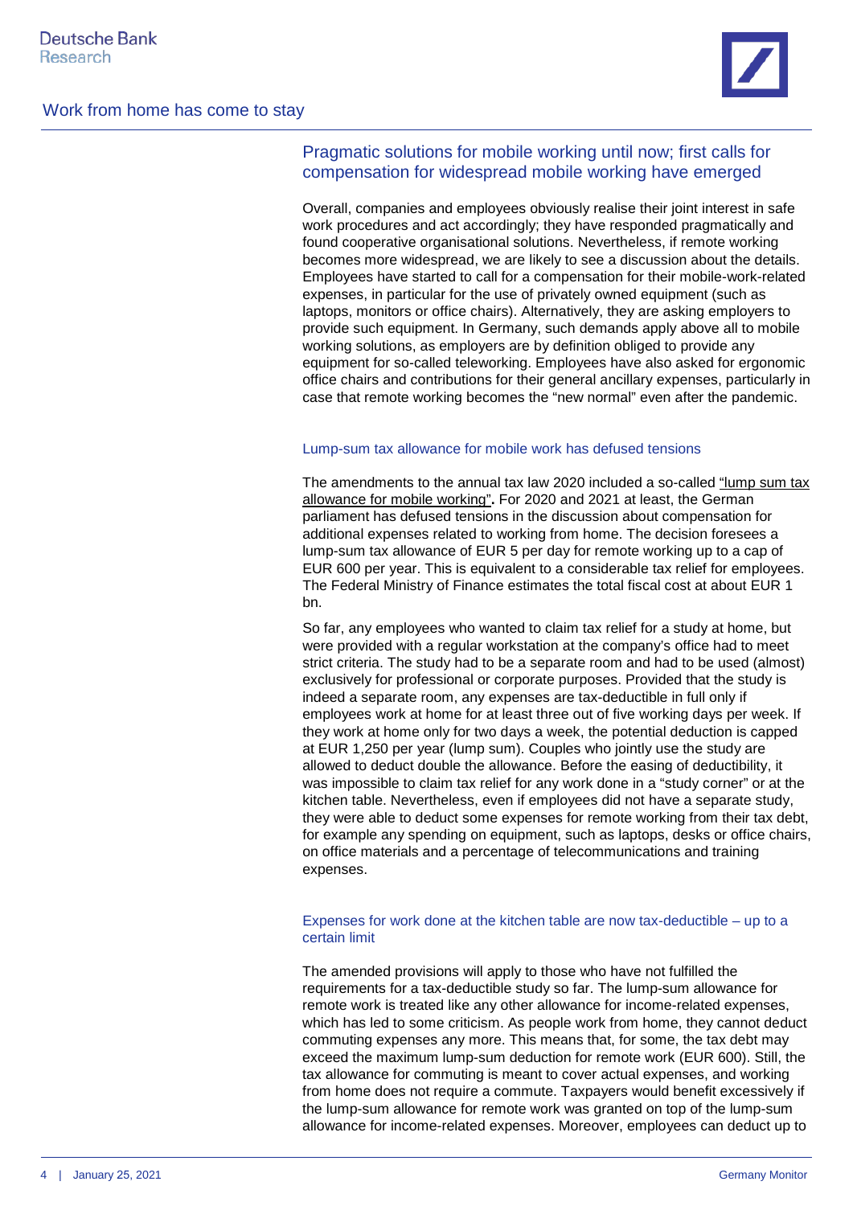## Pragmatic solutions for mobile working until now; first calls for compensation for widespread mobile working have emerged

Overall, companies and employees obviously realise their joint interest in safe work procedures and act accordingly; they have responded pragmatically and found cooperative organisational solutions. Nevertheless, if remote working becomes more widespread, we are likely to see a discussion about the details. Employees have started to call for a compensation for their mobile-work-related expenses, in particular for the use of privately owned equipment (such as laptops, monitors or office chairs). Alternatively, they are asking employers to provide such equipment. In Germany, such demands apply above all to mobile working solutions, as employers are by definition obliged to provide any equipment for so-called teleworking. Employees have also asked for ergonomic office chairs and contributions for their general ancillary expenses, particularly in case that remote working becomes the "new normal" even after the pandemic.

### Lump-sum tax allowance for mobile work has defused tensions

The amendments to the annual tax law 2020 included a so-called "lump sum tax allowance for mobile working"**.** For 2020 and 2021 at least, the German parliament has defused tensions in the discussion about compensation for additional expenses related to working from home. The decision foresees a lump-sum tax allowance of EUR 5 per day for remote working up to a cap of EUR 600 per year. This is equivalent to a considerable tax relief for employees. The Federal Ministry of Finance estimates the total fiscal cost at about EUR 1 bn.

So far, any employees who wanted to claim tax relief for a study at home, but were provided with a regular workstation at the company's office had to meet strict criteria. The study had to be a separate room and had to be used (almost) exclusively for professional or corporate purposes. Provided that the study is indeed a separate room, any expenses are tax-deductible in full only if employees work at home for at least three out of five working days per week. If they work at home only for two days a week, the potential deduction is capped at EUR 1,250 per year (lump sum). Couples who jointly use the study are allowed to deduct double the allowance. Before the easing of deductibility, it was impossible to claim tax relief for any work done in a "study corner" or at the kitchen table. Nevertheless, even if employees did not have a separate study, they were able to deduct some expenses for remote working from their tax debt, for example any spending on equipment, such as laptops, desks or office chairs, on office materials and a percentage of telecommunications and training expenses.

### Expenses for work done at the kitchen table are now tax-deductible – up to a certain limit

The amended provisions will apply to those who have not fulfilled the requirements for a tax-deductible study so far. The lump-sum allowance for remote work is treated like any other allowance for income-related expenses, which has led to some criticism. As people work from home, they cannot deduct commuting expenses any more. This means that, for some, the tax debt may exceed the maximum lump-sum deduction for remote work (EUR 600). Still, the tax allowance for commuting is meant to cover actual expenses, and working from home does not require a commute. Taxpayers would benefit excessively if the lump-sum allowance for remote work was granted on top of the lump-sum allowance for income-related expenses. Moreover, employees can deduct up to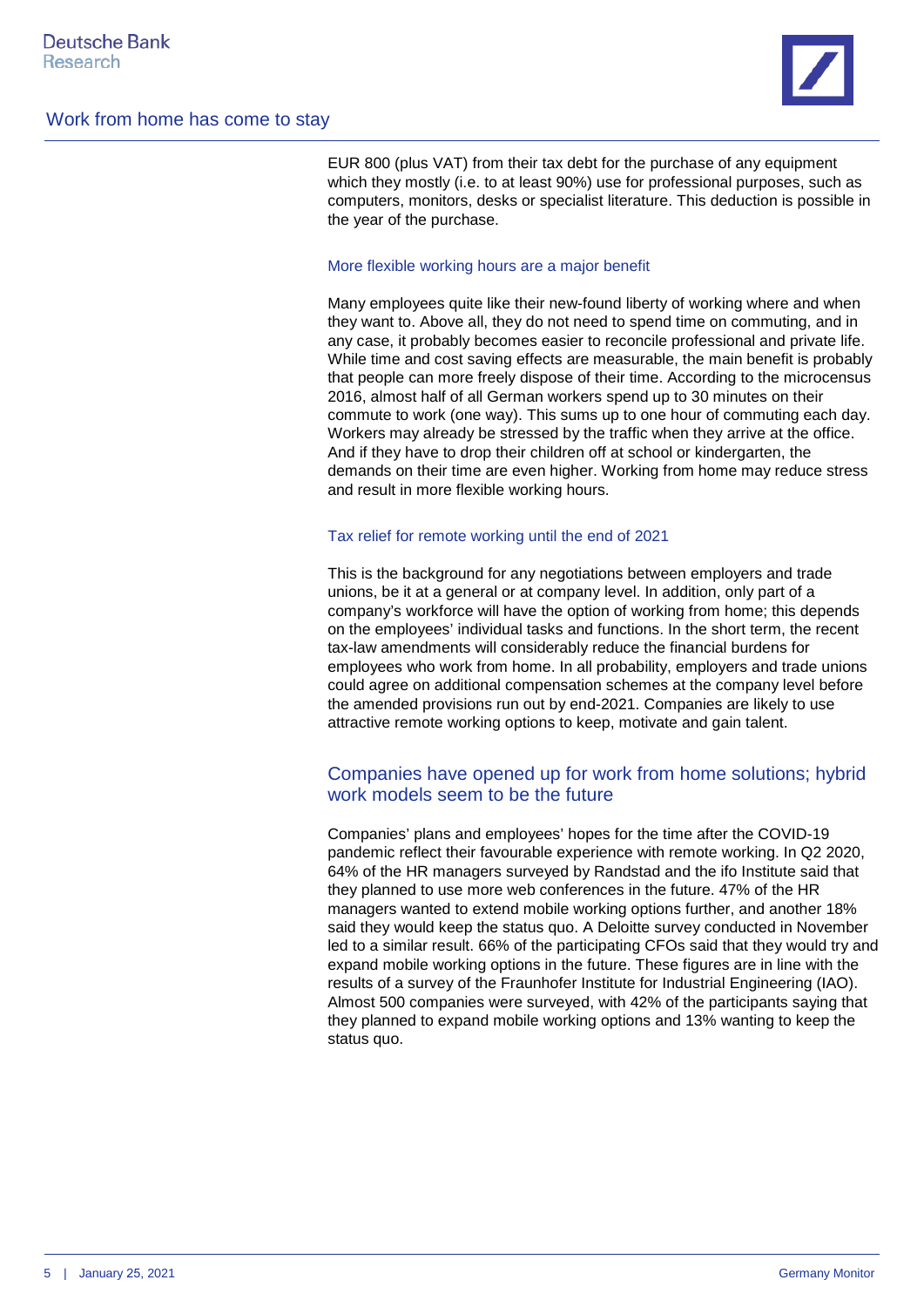EUR 800 (plus VAT) from their tax debt for the purchase of any equipment which they mostly (i.e. to at least 90%) use for professional purposes, such as computers, monitors, desks or specialist literature. This deduction is possible in the year of the purchase.

### More flexible working hours are a major benefit

Many employees quite like their new-found liberty of working where and when they want to. Above all, they do not need to spend time on commuting, and in any case, it probably becomes easier to reconcile professional and private life. While time and cost saving effects are measurable, the main benefit is probably that people can more freely dispose of their time. According to the microcensus 2016, almost half of all German workers spend up to 30 minutes on their commute to work (one way). This sums up to one hour of commuting each day. Workers may already be stressed by the traffic when they arrive at the office. And if they have to drop their children off at school or kindergarten, the demands on their time are even higher. Working from home may reduce stress and result in more flexible working hours.

### Tax relief for remote working until the end of 2021

This is the background for any negotiations between employers and trade unions, be it at a general or at company level. In addition, only part of a company's workforce will have the option of working from home; this depends on the employees' individual tasks and functions. In the short term, the recent tax-law amendments will considerably reduce the financial burdens for employees who work from home. In all probability, employers and trade unions could agree on additional compensation schemes at the company level before the amended provisions run out by end-2021. Companies are likely to use attractive remote working options to keep, motivate and gain talent.

## Companies have opened up for work from home solutions; hybrid work models seem to be the future

Companies' plans and employees' hopes for the time after the COVID-19 pandemic reflect their favourable experience with remote working. In Q2 2020, 64% of the HR managers surveyed by Randstad and the ifo Institute said that they planned to use more web conferences in the future. 47% of the HR managers wanted to extend mobile working options further, and another 18% said they would keep the status quo. A Deloitte survey conducted in November led to a similar result. 66% of the participating CFOs said that they would try and expand mobile working options in the future. These figures are in line with the results of a survey of the Fraunhofer Institute for Industrial Engineering (IAO). Almost 500 companies were surveyed, with 42% of the participants saying that they planned to expand mobile working options and 13% wanting to keep the status quo.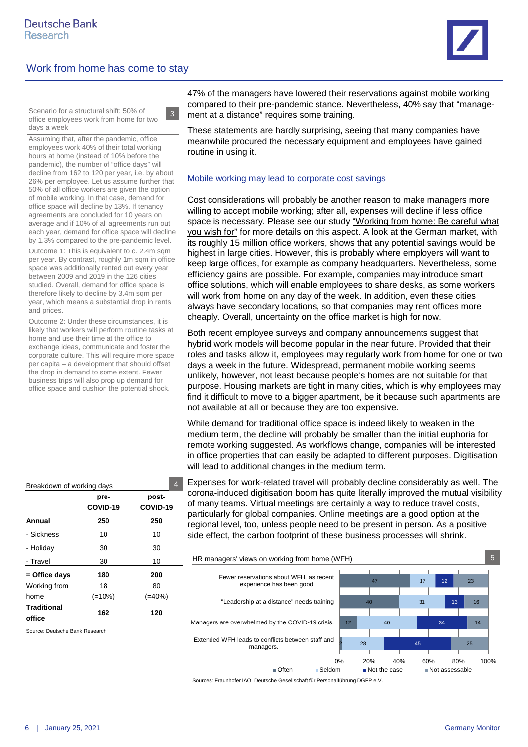Scenario for a structural shift: 50% of office employees work from home for two days a week 3

Assuming that, after the pandemic, office employees work 40% of their total working hours at home (instead of 10% before the pandemic), the number of "office days" will decline from 162 to 120 per year, i.e. by about 26% per employee. Let us assume further that 50% of all office workers are given the option of mobile working. In that case, demand for office space will decline by 13%. If tenancy agreements are concluded for 10 years on average and if 10% of all agreements run out each year, demand for office space will decline by 1.3% compared to the pre-pandemic level.

Outcome 1: This is equivalent to c. 2.4m sqm per year. By contrast, roughly 1m sqm in office space was additionally rented out every year between 2009 and 2019 in the 126 cities studied. Overall, demand for office space is therefore likely to decline by 3.4m sqm per year, which means a substantial drop in rents and prices.

Outcome 2: Under these circumstances, it is likely that workers will perform routine tasks at home and use their time at the office to exchange ideas, communicate and foster the corporate culture. This will require more space per capita – a development that should offset the drop in demand to some extent. Fewer business trips will also prop up demand for office space and cushion the potential shock.

Breakdown of working days 4

| | pre-COVID-19 | post-COVID-19 |
|---|---|---|
| **Annual** | **250** | **250** |
| - Sickness | 10 | 10 |
| - Holiday | 30 | 30 |
| - Travel | 30 | 10 |
| **= Office days** | **180** | **200** |
| Working from home | 18 (=10%) | 80 (=40%) |
| **Traditional office** | **162** | **120** |

Source: Deutsche Bank Research

47% of the managers have lowered their reservations against mobile working compared to their pre-pandemic stance. Nevertheless, 40% say that "management at a distance" requires some training.

These statements are hardly surprising, seeing that many companies have meanwhile procured the necessary equipment and employees have gained routine in using it.

## Mobile working may lead to corporate cost savings

Cost considerations will probably be another reason to make managers more willing to accept mobile working; after all, expenses will decline if less office space is necessary. Please see our study "Working from home: Be careful what you wish for" for more details on this aspect. A look at the German market, with its roughly 15 million office workers, shows that any potential savings would be highest in large cities. However, this is probably where employers will want to keep large offices, for example as company headquarters. Nevertheless, some efficiency gains are possible. For example, companies may introduce smart office solutions, which will enable employees to share desks, as some workers will work from home on any day of the week. In addition, even these cities always have secondary locations, so that companies may rent offices more cheaply. Overall, uncertainty on the office market is high for now.

Both recent employee surveys and company announcements suggest that hybrid work models will become popular in the near future. Provided that their roles and tasks allow it, employees may regularly work from home for one or two days a week in the future. Widespread, permanent mobile working seems unlikely, however, not least because people's homes are not suitable for that purpose. Housing markets are tight in many cities, which is why employees may find it difficult to move to a bigger apartment, be it because such apartments are not available at all or because they are too expensive.

While demand for traditional office space is indeed likely to weaken in the medium term, the decline will probably be smaller than the initial euphoria for remote working suggested. As workflows change, companies will be interested in office properties that can easily be adapted to different purposes. Digitisation will lead to additional changes in the medium term.

Expenses for work-related travel will probably decline considerably as well. The corona-induced digitisation boom has quite literally improved the mutual visibility of many teams. Virtual meetings are certainly a way to reduce travel costs, particularly for global companies. Online meetings are a good option at the regional level, too, unless people need to be present in person. As a positive side effect, the carbon footprint of these business processes will shrink.

HR managers' views on working from home (WFH) 5

| | Often | Seldom | Not the case | Not assessable |
|---|---|---|---|---|
| Fewer reservations about WFH, as recent experience has been good | 47 | 17 | 12 | 23 |
| "Leadership at a distance" needs training | 40 | 31 | 13 | 16 |
| Managers are overwhelmed by the COVID-19 crisis. | 12 | 40 | 34 | 14 |
| Extended WFH leads to conflicts between staff and managers. | 2 | 28 | 45 | 25 |

Sources: Fraunhofer IAO, Deutsche Gesellschaft für Personalführung DGFP e.V.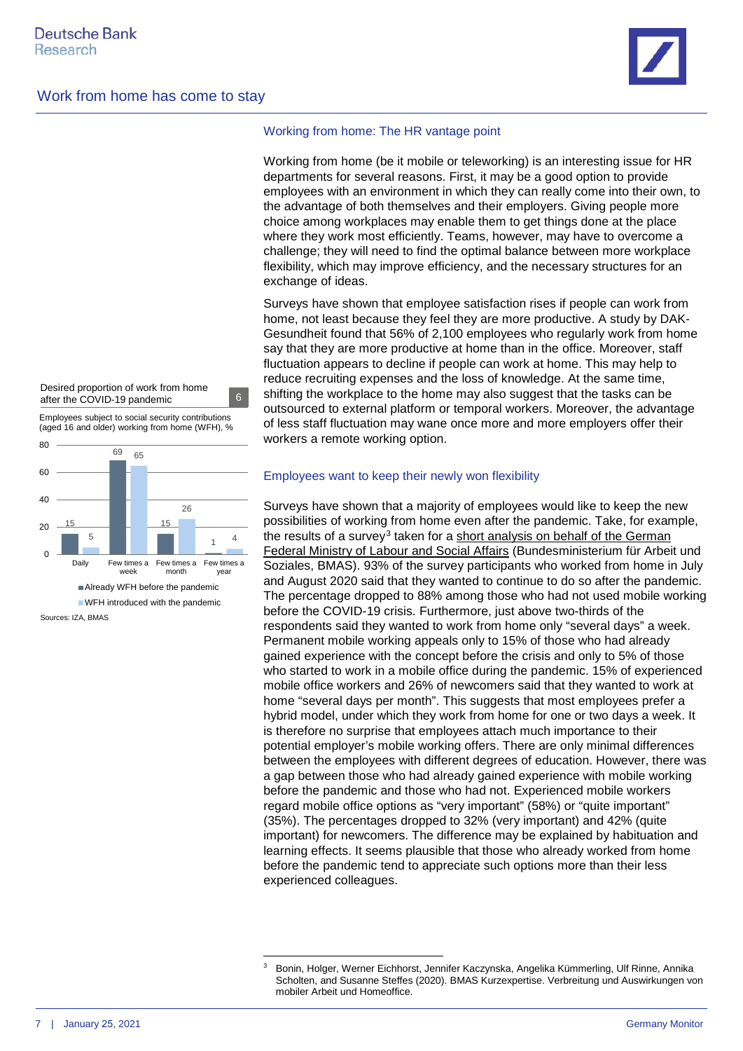### Working from home: The HR vantage point

Working from home (be it mobile or teleworking) is an interesting issue for HR departments for several reasons. First, it may be a good option to provide employees with an environment in which they can really come into their own, to the advantage of both themselves and their employers. Giving people more choice among workplaces may enable them to get things done at the place where they work most efficiently. Teams, however, may have to overcome a challenge; they will need to find the optimal balance between more workplace flexibility, which may improve efficiency, and the necessary structures for an exchange of ideas.

Surveys have shown that employee satisfaction rises if people can work from home, not least because they feel they are more productive. A study by DAK-Gesundheit found that 56% of 2,100 employees who regularly work from home say that they are more productive at home than in the office. Moreover, staff fluctuation appears to decline if people can work at home. This may help to reduce recruiting expenses and the loss of knowledge. At the same time, shifting the workplace to the home may also suggest that the tasks can be outsourced to external platform or temporal workers. Moreover, the advantage of less staff fluctuation may wane once more and more employers offer their workers a remote working option.

**Desired proportion of work from home after the COVID-19 pandemic** (6)

Employees subject to social security contributions (aged 16 and older) working from home (WFH), %

| | Daily | Few times a week | Few times a month | Few times a year |
|---|---|---|---|---|
| Already WFH before the pandemic | 15 | 69 | 15 | 1 |
| WFH introduced with the pandemic | 5 | 65 | 26 | 4 |

Sources: IZA, BMAS

### Employees want to keep their newly won flexibility

Surveys have shown that a majority of employees would like to keep the new possibilities of working from home even after the pandemic. Take, for example, the results of a survey[3] taken for a short analysis on behalf of the German Federal Ministry of Labour and Social Affairs (Bundesministerium für Arbeit und Soziales, BMAS). 93% of the survey participants who worked from home in July and August 2020 said that they wanted to continue to do so after the pandemic. The percentage dropped to 88% among those who had not used mobile working before the COVID-19 crisis. Furthermore, just above two-thirds of the respondents said they wanted to work from home only "several days" a week. Permanent mobile working appeals only to 15% of those who had already gained experience with the concept before the crisis and only to 5% of those who started to work in a mobile office during the pandemic. 15% of experienced mobile office workers and 26% of newcomers said that they wanted to work at home "several days per month". This suggests that most employees prefer a hybrid model, under which they work from home for one or two days a week. It is therefore no surprise that employees attach much importance to their potential employer's mobile working offers. There are only minimal differences between the employees with different degrees of education. However, there was a gap between those who had already gained experience with mobile working before the pandemic and those who had not. Experienced mobile workers regard mobile office options as "very important" (58%) or "quite important" (35%). The percentages dropped to 32% (very important) and 42% (quite important) for newcomers. The difference may be explained by habituation and learning effects. It seems plausible that those who already worked from home before the pandemic tend to appreciate such options more than their less experienced colleagues.

[3] Bonin, Holger, Werner Eichhorst, Jennifer Kaczynska, Angelika Kümmerling, Ulf Rinne, Annika Scholten, and Susanne Steffes (2020). BMAS Kurzexpertise. Verbreitung und Auswirkungen von mobiler Arbeit und Homeoffice.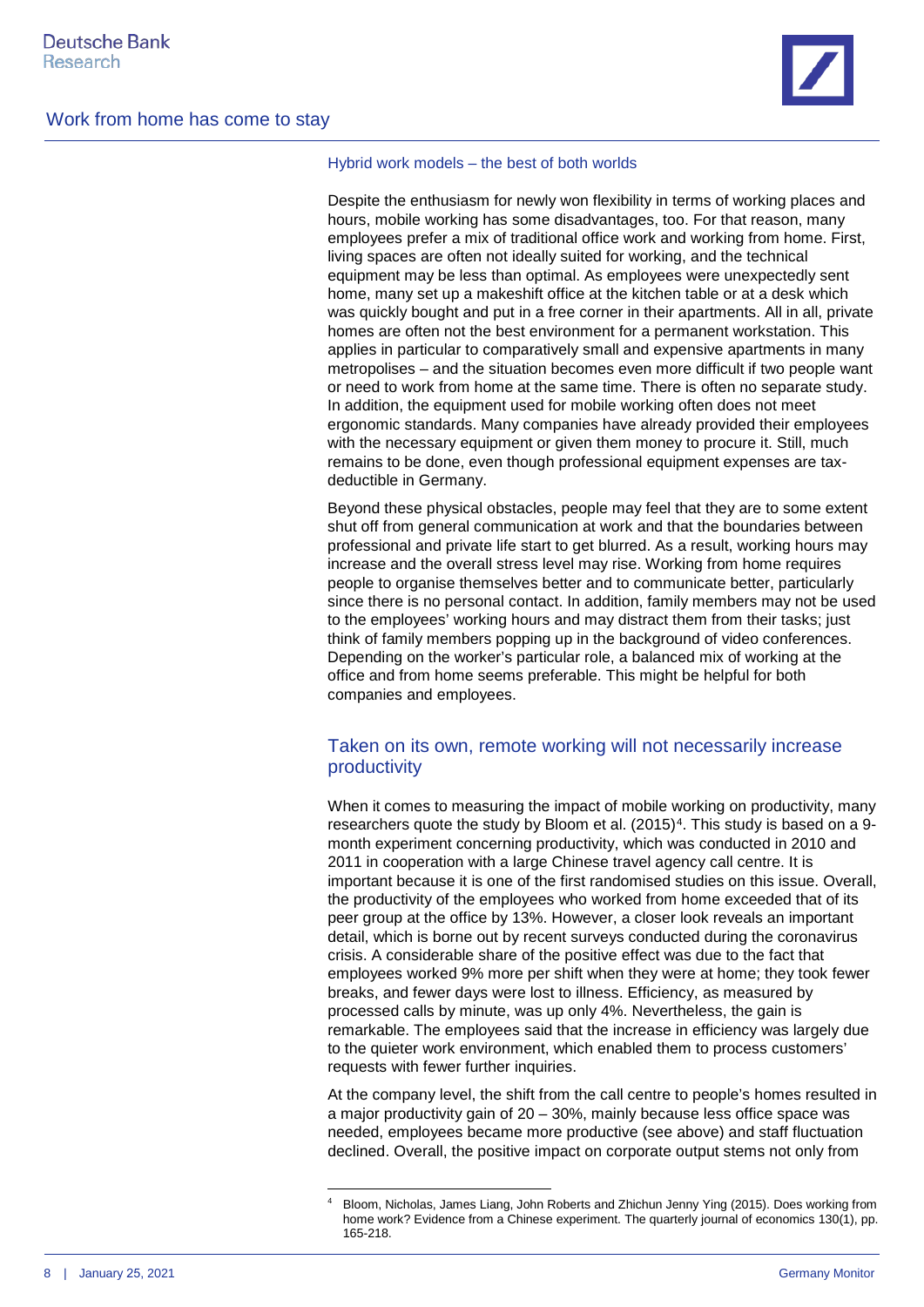### Hybrid work models – the best of both worlds

Despite the enthusiasm for newly won flexibility in terms of working places and hours, mobile working has some disadvantages, too. For that reason, many employees prefer a mix of traditional office work and working from home. First, living spaces are often not ideally suited for working, and the technical equipment may be less than optimal. As employees were unexpectedly sent home, many set up a makeshift office at the kitchen table or at a desk which was quickly bought and put in a free corner in their apartments. All in all, private homes are often not the best environment for a permanent workstation. This applies in particular to comparatively small and expensive apartments in many metropolises – and the situation becomes even more difficult if two people want or need to work from home at the same time. There is often no separate study. In addition, the equipment used for mobile working often does not meet ergonomic standards. Many companies have already provided their employees with the necessary equipment or given them money to procure it. Still, much remains to be done, even though professional equipment expenses are tax-deductible in Germany.

Beyond these physical obstacles, people may feel that they are to some extent shut off from general communication at work and that the boundaries between professional and private life start to get blurred. As a result, working hours may increase and the overall stress level may rise. Working from home requires people to organise themselves better and to communicate better, particularly since there is no personal contact. In addition, family members may not be used to the employees' working hours and may distract them from their tasks; just think of family members popping up in the background of video conferences. Depending on the worker's particular role, a balanced mix of working at the office and from home seems preferable. This might be helpful for both companies and employees.

## Taken on its own, remote working will not necessarily increase productivity

When it comes to measuring the impact of mobile working on productivity, many researchers quote the study by Bloom et al. (2015)[4]. This study is based on a 9-month experiment concerning productivity, which was conducted in 2010 and 2011 in cooperation with a large Chinese travel agency call centre. It is important because it is one of the first randomised studies on this issue. Overall, the productivity of the employees who worked from home exceeded that of its peer group at the office by 13%. However, a closer look reveals an important detail, which is borne out by recent surveys conducted during the coronavirus crisis. A considerable share of the positive effect was due to the fact that employees worked 9% more per shift when they were at home; they took fewer breaks, and fewer days were lost to illness. Efficiency, as measured by processed calls by minute, was up only 4%. Nevertheless, the gain is remarkable. The employees said that the increase in efficiency was largely due to the quieter work environment, which enabled them to process customers' requests with fewer further inquiries.

At the company level, the shift from the call centre to people's homes resulted in a major productivity gain of 20 – 30%, mainly because less office space was needed, employees became more productive (see above) and staff fluctuation declined. Overall, the positive impact on corporate output stems not only from

---

[4] Bloom, Nicholas, James Liang, John Roberts and Zhichun Jenny Ying (2015). Does working from home work? Evidence from a Chinese experiment. The quarterly journal of economics 130(1), pp. 165-218.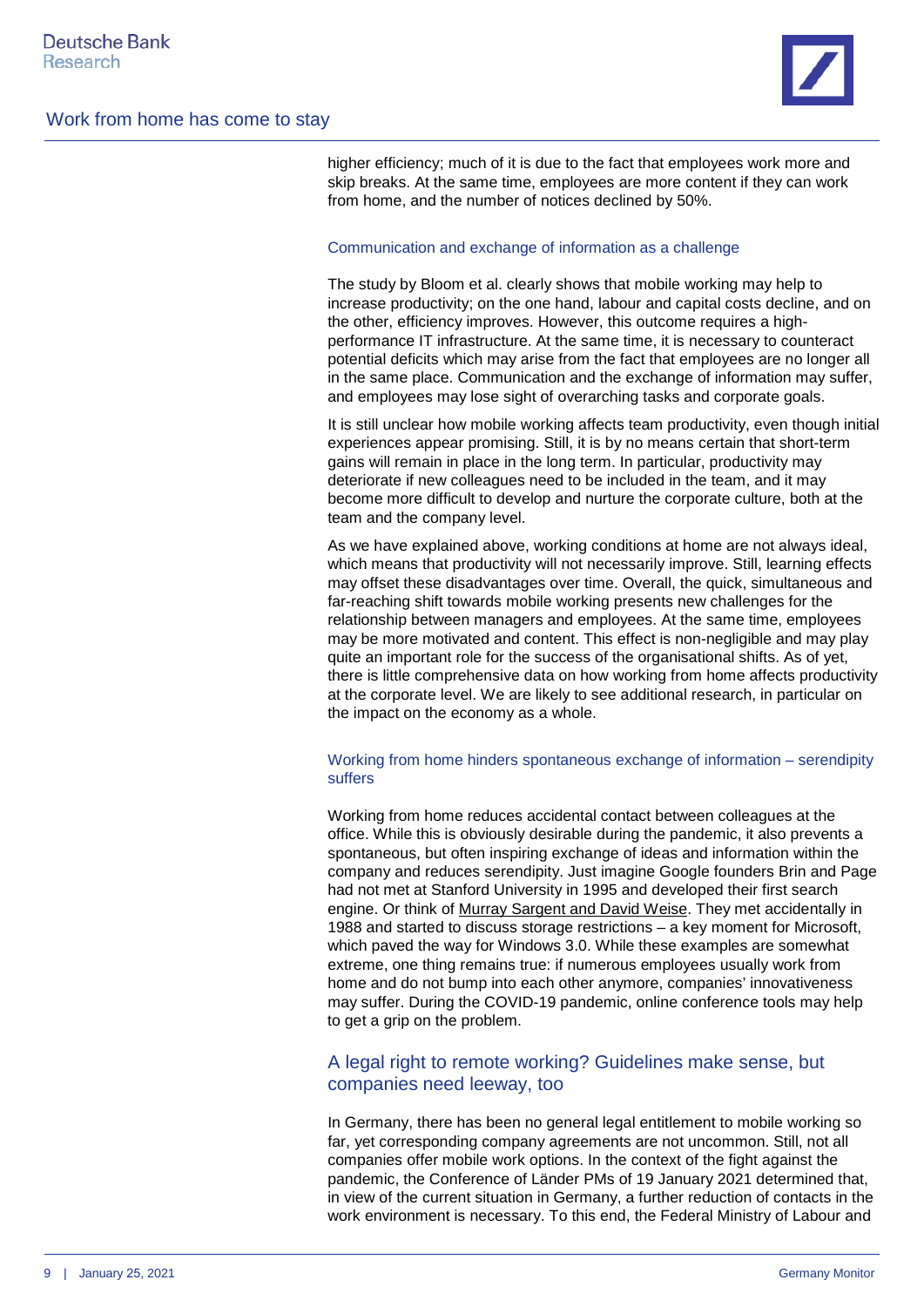higher efficiency; much of it is due to the fact that employees work more and skip breaks. At the same time, employees are more content if they can work from home, and the number of notices declined by 50%.

### Communication and exchange of information as a challenge

The study by Bloom et al. clearly shows that mobile working may help to increase productivity; on the one hand, labour and capital costs decline, and on the other, efficiency improves. However, this outcome requires a high-performance IT infrastructure. At the same time, it is necessary to counteract potential deficits which may arise from the fact that employees are no longer all in the same place. Communication and the exchange of information may suffer, and employees may lose sight of overarching tasks and corporate goals.

It is still unclear how mobile working affects team productivity, even though initial experiences appear promising. Still, it is by no means certain that short-term gains will remain in place in the long term. In particular, productivity may deteriorate if new colleagues need to be included in the team, and it may become more difficult to develop and nurture the corporate culture, both at the team and the company level.

As we have explained above, working conditions at home are not always ideal, which means that productivity will not necessarily improve. Still, learning effects may offset these disadvantages over time. Overall, the quick, simultaneous and far-reaching shift towards mobile working presents new challenges for the relationship between managers and employees. At the same time, employees may be more motivated and content. This effect is non-negligible and may play quite an important role for the success of the organisational shifts. As of yet, there is little comprehensive data on how working from home affects productivity at the corporate level. We are likely to see additional research, in particular on the impact on the economy as a whole.

### Working from home hinders spontaneous exchange of information – serendipity suffers

Working from home reduces accidental contact between colleagues at the office. While this is obviously desirable during the pandemic, it also prevents a spontaneous, but often inspiring exchange of ideas and information within the company and reduces serendipity. Just imagine Google founders Brin and Page had not met at Stanford University in 1995 and developed their first search engine. Or think of Murray Sargent and David Weise. They met accidentally in 1988 and started to discuss storage restrictions – a key moment for Microsoft, which paved the way for Windows 3.0. While these examples are somewhat extreme, one thing remains true: if numerous employees usually work from home and do not bump into each other anymore, companies' innovativeness may suffer. During the COVID-19 pandemic, online conference tools may help to get a grip on the problem.

## A legal right to remote working? Guidelines make sense, but companies need leeway, too

In Germany, there has been no general legal entitlement to mobile working so far, yet corresponding company agreements are not uncommon. Still, not all companies offer mobile work options. In the context of the fight against the pandemic, the Conference of Länder PMs of 19 January 2021 determined that, in view of the current situation in Germany, a further reduction of contacts in the work environment is necessary. To this end, the Federal Ministry of Labour and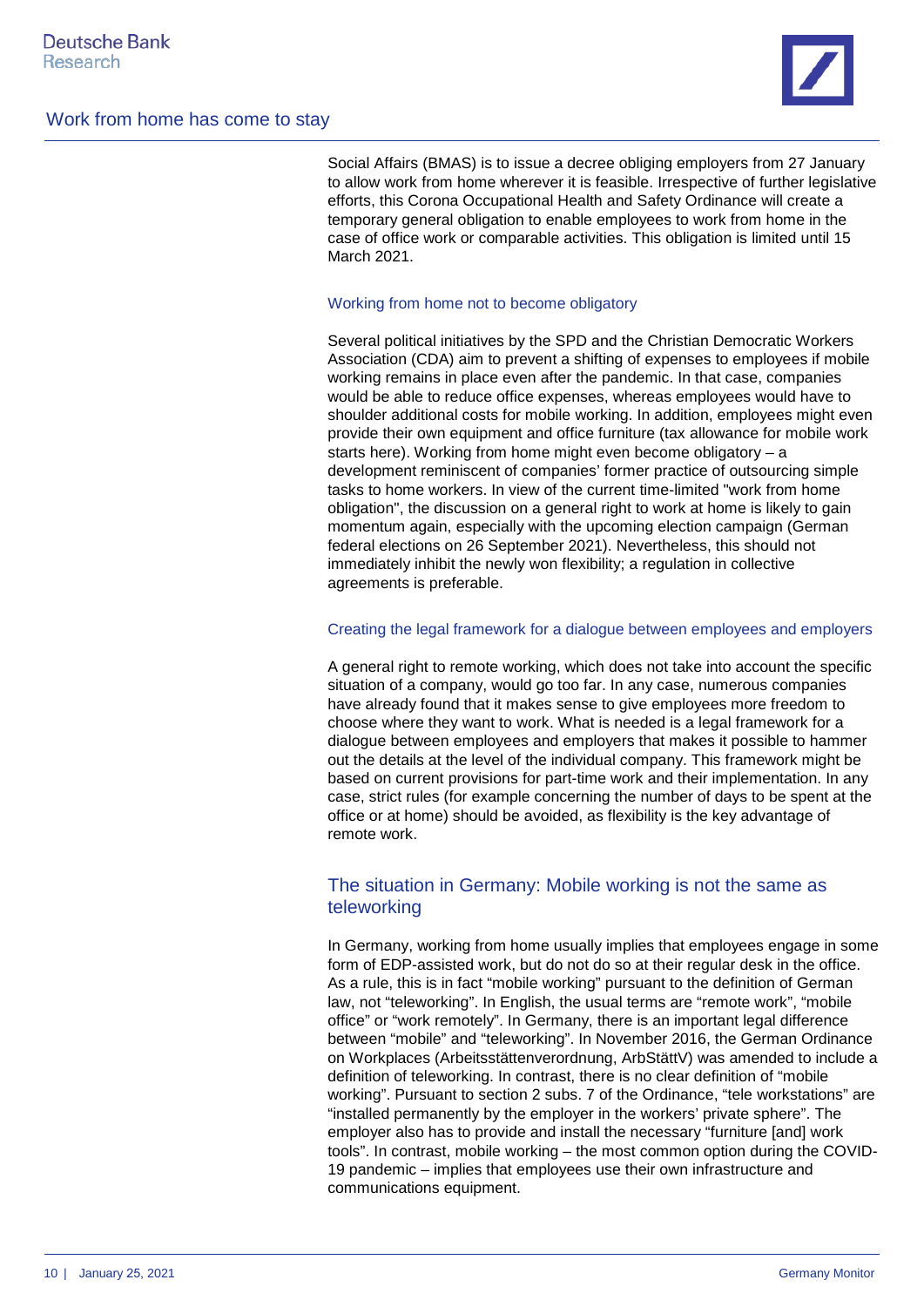Social Affairs (BMAS) is to issue a decree obliging employers from 27 January to allow work from home wherever it is feasible. Irrespective of further legislative efforts, this Corona Occupational Health and Safety Ordinance will create a temporary general obligation to enable employees to work from home in the case of office work or comparable activities. This obligation is limited until 15 March 2021.

### Working from home not to become obligatory

Several political initiatives by the SPD and the Christian Democratic Workers Association (CDA) aim to prevent a shifting of expenses to employees if mobile working remains in place even after the pandemic. In that case, companies would be able to reduce office expenses, whereas employees would have to shoulder additional costs for mobile working. In addition, employees might even provide their own equipment and office furniture (tax allowance for mobile work starts here). Working from home might even become obligatory – a development reminiscent of companies' former practice of outsourcing simple tasks to home workers. In view of the current time-limited "work from home obligation", the discussion on a general right to work at home is likely to gain momentum again, especially with the upcoming election campaign (German federal elections on 26 September 2021). Nevertheless, this should not immediately inhibit the newly won flexibility; a regulation in collective agreements is preferable.

### Creating the legal framework for a dialogue between employees and employers

A general right to remote working, which does not take into account the specific situation of a company, would go too far. In any case, numerous companies have already found that it makes sense to give employees more freedom to choose where they want to work. What is needed is a legal framework for a dialogue between employees and employers that makes it possible to hammer out the details at the level of the individual company. This framework might be based on current provisions for part-time work and their implementation. In any case, strict rules (for example concerning the number of days to be spent at the office or at home) should be avoided, as flexibility is the key advantage of remote work.

## The situation in Germany: Mobile working is not the same as teleworking

In Germany, working from home usually implies that employees engage in some form of EDP-assisted work, but do not do so at their regular desk in the office. As a rule, this is in fact "mobile working" pursuant to the definition of German law, not "teleworking". In English, the usual terms are "remote work", "mobile office" or "work remotely". In Germany, there is an important legal difference between "mobile" and "teleworking". In November 2016, the German Ordinance on Workplaces (Arbeitsstättenverordnung, ArbStättV) was amended to include a definition of teleworking. In contrast, there is no clear definition of "mobile working". Pursuant to section 2 subs. 7 of the Ordinance, "tele workstations" are "installed permanently by the employer in the workers' private sphere". The employer also has to provide and install the necessary "furniture [and] work tools". In contrast, mobile working – the most common option during the COVID-19 pandemic – implies that employees use their own infrastructure and communications equipment.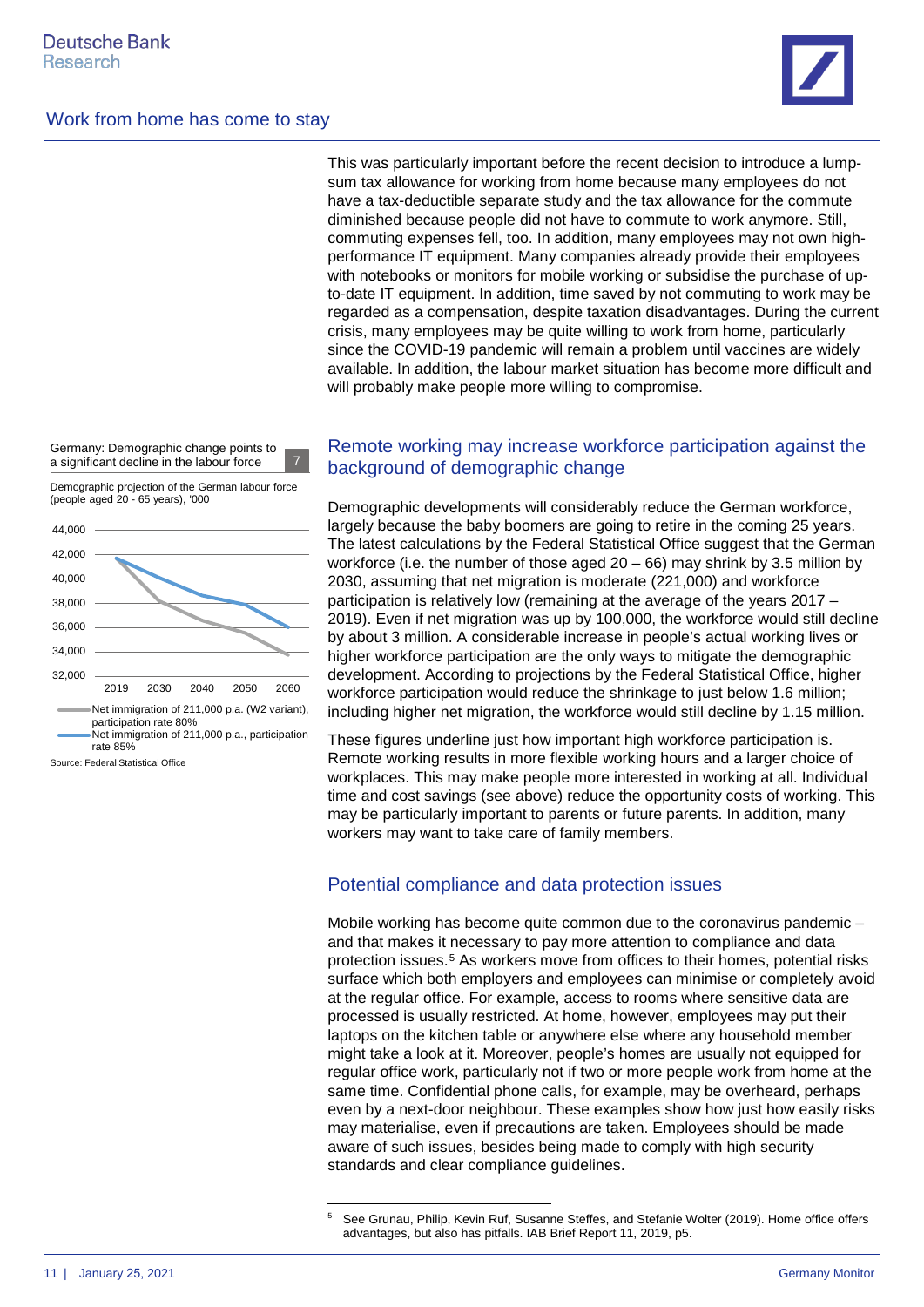This was particularly important before the recent decision to introduce a lump-sum tax allowance for working from home because many employees do not have a tax-deductible separate study and the tax allowance for the commute diminished because people did not have to commute to work anymore. Still, commuting expenses fell, too. In addition, many employees may not own high-performance IT equipment. Many companies already provide their employees with notebooks or monitors for mobile working or subsidise the purchase of up-to-date IT equipment. In addition, time saved by not commuting to work may be regarded as a compensation, despite taxation disadvantages. During the current crisis, many employees may be quite willing to work from home, particularly since the COVID-19 pandemic will remain a problem until vaccines are widely available. In addition, the labour market situation has become more difficult and will probably make people more willing to compromise.

Germany: Demographic change points to a significant decline in the labour force 7

Demographic projection of the German labour force (people aged 20 - 65 years), '000

Net immigration of 211,000 p.a. (W2 variant), participation rate 80%
Net immigration of 211,000 p.a., participation rate 85%

Source: Federal Statistical Office

## Remote working may increase workforce participation against the background of demographic change

Demographic developments will considerably reduce the German workforce, largely because the baby boomers are going to retire in the coming 25 years. The latest calculations by the Federal Statistical Office suggest that the German workforce (i.e. the number of those aged 20 – 66) may shrink by 3.5 million by 2030, assuming that net migration is moderate (221,000) and workforce participation is relatively low (remaining at the average of the years 2017 – 2019). Even if net migration was up by 100,000, the workforce would still decline by about 3 million. A considerable increase in people's actual working lives or higher workforce participation are the only ways to mitigate the demographic development. According to projections by the Federal Statistical Office, higher workforce participation would reduce the shrinkage to just below 1.6 million; including higher net migration, the workforce would still decline by 1.15 million.

These figures underline just how important high workforce participation is. Remote working results in more flexible working hours and a larger choice of workplaces. This may make people more interested in working at all. Individual time and cost savings (see above) reduce the opportunity costs of working. This may be particularly important to parents or future parents. In addition, many workers may want to take care of family members.

## Potential compliance and data protection issues

Mobile working has become quite common due to the coronavirus pandemic – and that makes it necessary to pay more attention to compliance and data protection issues.[5] As workers move from offices to their homes, potential risks surface which both employers and employees can minimise or completely avoid at the regular office. For example, access to rooms where sensitive data are processed is usually restricted. At home, however, employees may put their laptops on the kitchen table or anywhere else where any household member might take a look at it. Moreover, people's homes are usually not equipped for regular office work, particularly not if two or more people work from home at the same time. Confidential phone calls, for example, may be overheard, perhaps even by a next-door neighbour. These examples show how just how easily risks may materialise, even if precautions are taken. Employees should be made aware of such issues, besides being made to comply with high security standards and clear compliance guidelines.

[5] See Grunau, Philip, Kevin Ruf, Susanne Steffes, and Stefanie Wolter (2019). Home office offers advantages, but also has pitfalls. IAB Brief Report 11, 2019, p5.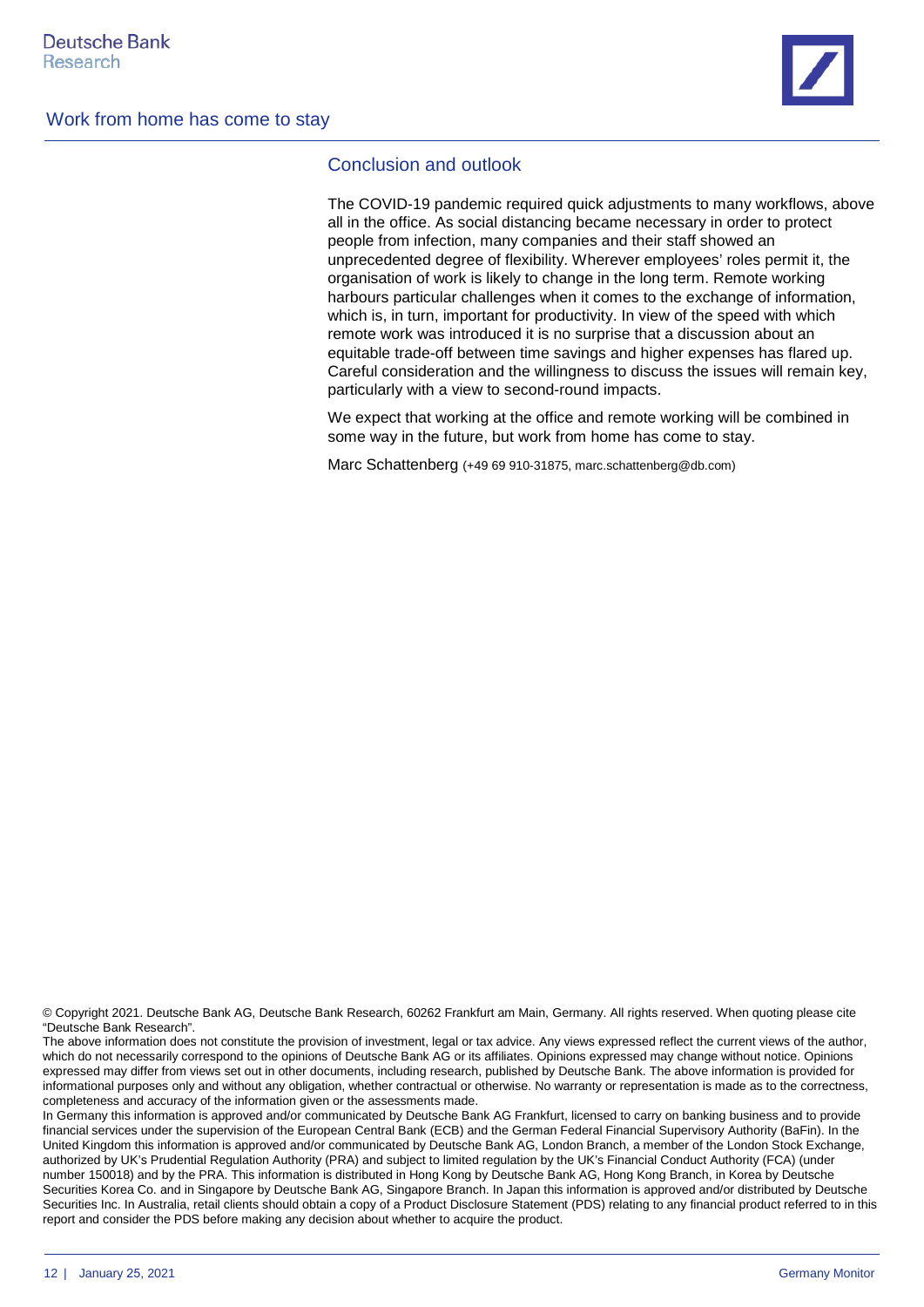## Conclusion and outlook

The COVID-19 pandemic required quick adjustments to many workflows, above all in the office. As social distancing became necessary in order to protect people from infection, many companies and their staff showed an unprecedented degree of flexibility. Wherever employees' roles permit it, the organisation of work is likely to change in the long term. Remote working harbours particular challenges when it comes to the exchange of information, which is, in turn, important for productivity. In view of the speed with which remote work was introduced it is no surprise that a discussion about an equitable trade-off between time savings and higher expenses has flared up. Careful consideration and the willingness to discuss the issues will remain key, particularly with a view to second-round impacts.

We expect that working at the office and remote working will be combined in some way in the future, but work from home has come to stay.

Marc Schattenberg (+49 69 910-31875, marc.schattenberg@db.com)

© Copyright 2021. Deutsche Bank AG, Deutsche Bank Research, 60262 Frankfurt am Main, Germany. All rights reserved. When quoting please cite "Deutsche Bank Research".

The above information does not constitute the provision of investment, legal or tax advice. Any views expressed reflect the current views of the author, which do not necessarily correspond to the opinions of Deutsche Bank AG or its affiliates. Opinions expressed may change without notice. Opinions expressed may differ from views set out in other documents, including research, published by Deutsche Bank. The above information is provided for informational purposes only and without any obligation, whether contractual or otherwise. No warranty or representation is made as to the correctness, completeness and accuracy of the information given or the assessments made.

In Germany this information is approved and/or communicated by Deutsche Bank AG Frankfurt, licensed to carry on banking business and to provide financial services under the supervision of the European Central Bank (ECB) and the German Federal Financial Supervisory Authority (BaFin). In the United Kingdom this information is approved and/or communicated by Deutsche Bank AG, London Branch, a member of the London Stock Exchange, authorized by UK's Prudential Regulation Authority (PRA) and subject to limited regulation by the UK's Financial Conduct Authority (FCA) (under number 150018) and by the PRA. This information is distributed in Hong Kong by Deutsche Bank AG, Hong Kong Branch, in Korea by Deutsche Securities Korea Co. and in Singapore by Deutsche Bank AG, Singapore Branch. In Japan this information is approved and/or distributed by Deutsche Securities Inc. In Australia, retail clients should obtain a copy of a Product Disclosure Statement (PDS) relating to any financial product referred to in this report and consider the PDS before making any decision about whether to acquire the product.